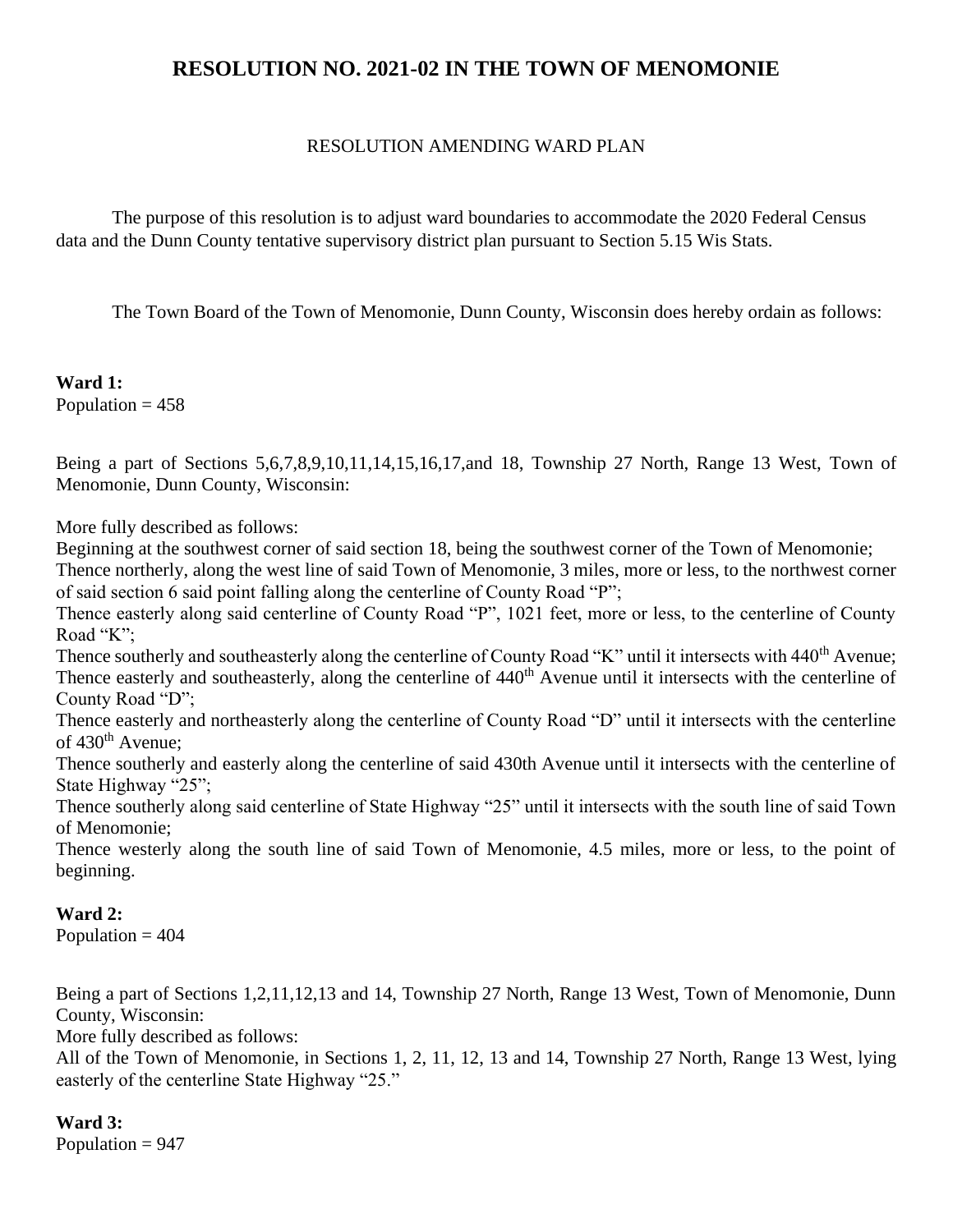# RESOLUTION NO. 2021-02 IN THE TOWN OF MENOMONIE

## RESOLUTION AMENDING WARD PLAN

The purpose of this resolution is to adjust ward boundaries to accommodate the 2020 Federal Census data and the Dunn County tentative supervisory district plan pursuant to Section 5.15 Wis Stats.

The Town Board of the Town of Menomonie, Dunn County, Wisconsin does hereby ordain as follows:

**Ward 1:**
Population = 458

Being a part of Sections 5,6,7,8,9,10,11,14,15,16,17,and 18, Township 27 North, Range 13 West, Town of Menomonie, Dunn County, Wisconsin:

More fully described as follows:
Beginning at the southwest corner of said section 18, being the southwest corner of the Town of Menomonie;
Thence northerly, along the west line of said Town of Menomonie, 3 miles, more or less, to the northwest corner of said section 6 said point falling along the centerline of County Road "P";
Thence easterly along said centerline of County Road "P", 1021 feet, more or less, to the centerline of County Road "K";
Thence southerly and southeasterly along the centerline of County Road "K" until it intersects with 440th Avenue;
Thence easterly and southeasterly, along the centerline of 440th Avenue until it intersects with the centerline of County Road "D";
Thence easterly and northeasterly along the centerline of County Road "D" until it intersects with the centerline of 430th Avenue;
Thence southerly and easterly along the centerline of said 430th Avenue until it intersects with the centerline of State Highway "25";
Thence southerly along said centerline of State Highway "25" until it intersects with the south line of said Town of Menomonie;
Thence westerly along the south line of said Town of Menomonie, 4.5 miles, more or less, to the point of beginning.

**Ward 2:**
Population = 404

Being a part of Sections 1,2,11,12,13 and 14, Township 27 North, Range 13 West, Town of Menomonie, Dunn County, Wisconsin:
More fully described as follows:
All of the Town of Menomonie, in Sections 1, 2, 11, 12, 13 and 14, Township 27 North, Range 13 West, lying easterly of the centerline State Highway "25."

**Ward 3:**
Population = 947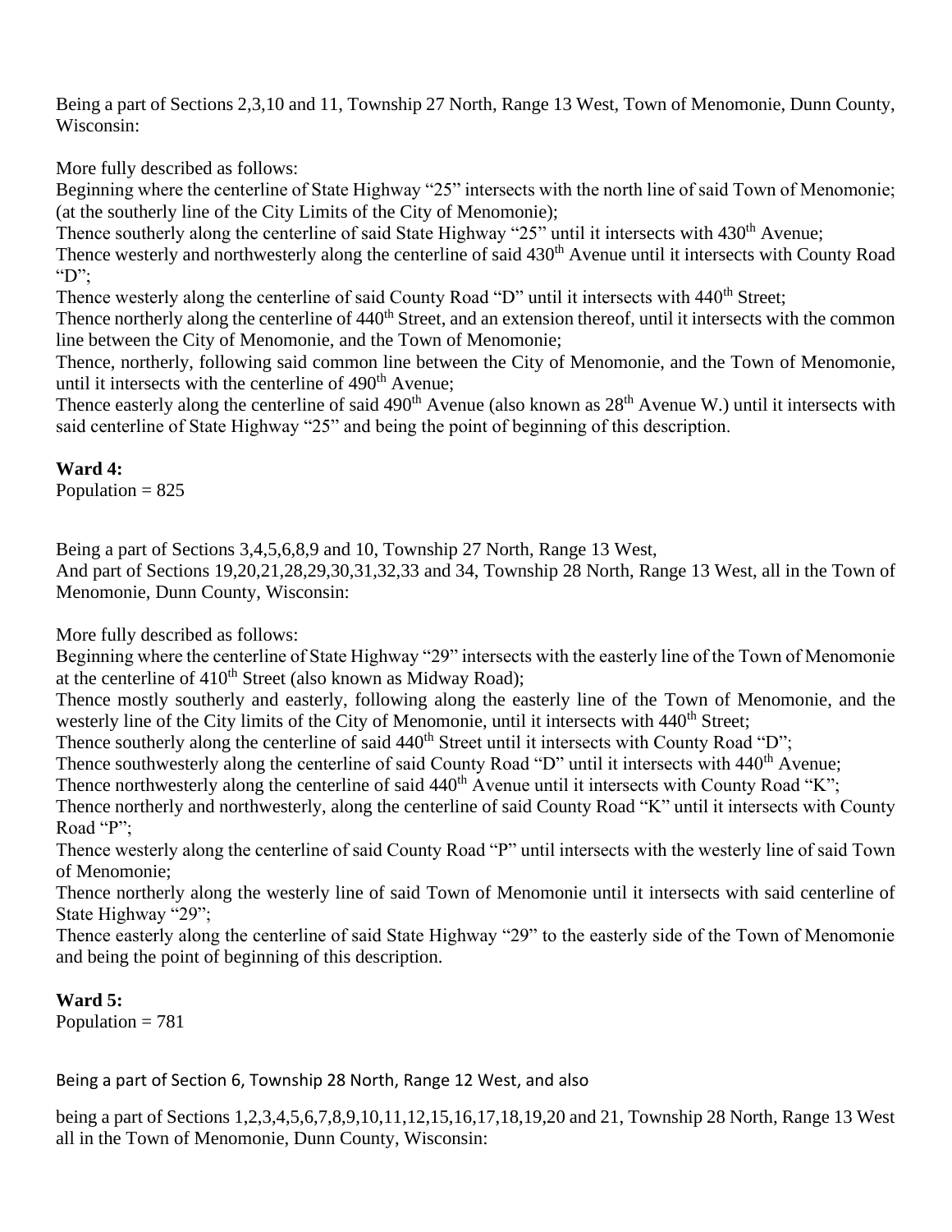Being a part of Sections 2,3,10 and 11, Township 27 North, Range 13 West, Town of Menomonie, Dunn County, Wisconsin:

More fully described as follows:
Beginning where the centerline of State Highway "25" intersects with the north line of said Town of Menomonie; (at the southerly line of the City Limits of the City of Menomonie);
Thence southerly along the centerline of said State Highway "25" until it intersects with 430th Avenue;
Thence westerly and northwesterly along the centerline of said 430th Avenue until it intersects with County Road "D";
Thence westerly along the centerline of said County Road "D" until it intersects with 440th Street;
Thence northerly along the centerline of 440th Street, and an extension thereof, until it intersects with the common line between the City of Menomonie, and the Town of Menomonie;
Thence, northerly, following said common line between the City of Menomonie, and the Town of Menomonie, until it intersects with the centerline of 490th Avenue;
Thence easterly along the centerline of said 490th Avenue (also known as 28th Avenue W.) until it intersects with said centerline of State Highway "25" and being the point of beginning of this description.

**Ward 4:**
Population = 825

Being a part of Sections 3,4,5,6,8,9 and 10, Township 27 North, Range 13 West,
And part of Sections 19,20,21,28,29,30,31,32,33 and 34, Township 28 North, Range 13 West, all in the Town of Menomonie, Dunn County, Wisconsin:

More fully described as follows:
Beginning where the centerline of State Highway "29" intersects with the easterly line of the Town of Menomonie at the centerline of 410th Street (also known as Midway Road);
Thence mostly southerly and easterly, following along the easterly line of the Town of Menomonie, and the westerly line of the City limits of the City of Menomonie, until it intersects with 440th Street;
Thence southerly along the centerline of said 440th Street until it intersects with County Road "D";
Thence southwesterly along the centerline of said County Road "D" until it intersects with 440th Avenue;
Thence northwesterly along the centerline of said 440th Avenue until it intersects with County Road "K";
Thence northerly and northwesterly, along the centerline of said County Road "K" until it intersects with County Road "P";
Thence westerly along the centerline of said County Road "P" until intersects with the westerly line of said Town of Menomonie;
Thence northerly along the westerly line of said Town of Menomonie until it intersects with said centerline of State Highway "29";
Thence easterly along the centerline of said State Highway "29" to the easterly side of the Town of Menomonie and being the point of beginning of this description.

**Ward 5:**
Population = 781

Being a part of Section 6, Township 28 North, Range 12 West, and also

being a part of Sections 1,2,3,4,5,6,7,8,9,10,11,12,15,16,17,18,19,20 and 21, Township 28 North, Range 13 West all in the Town of Menomonie, Dunn County, Wisconsin: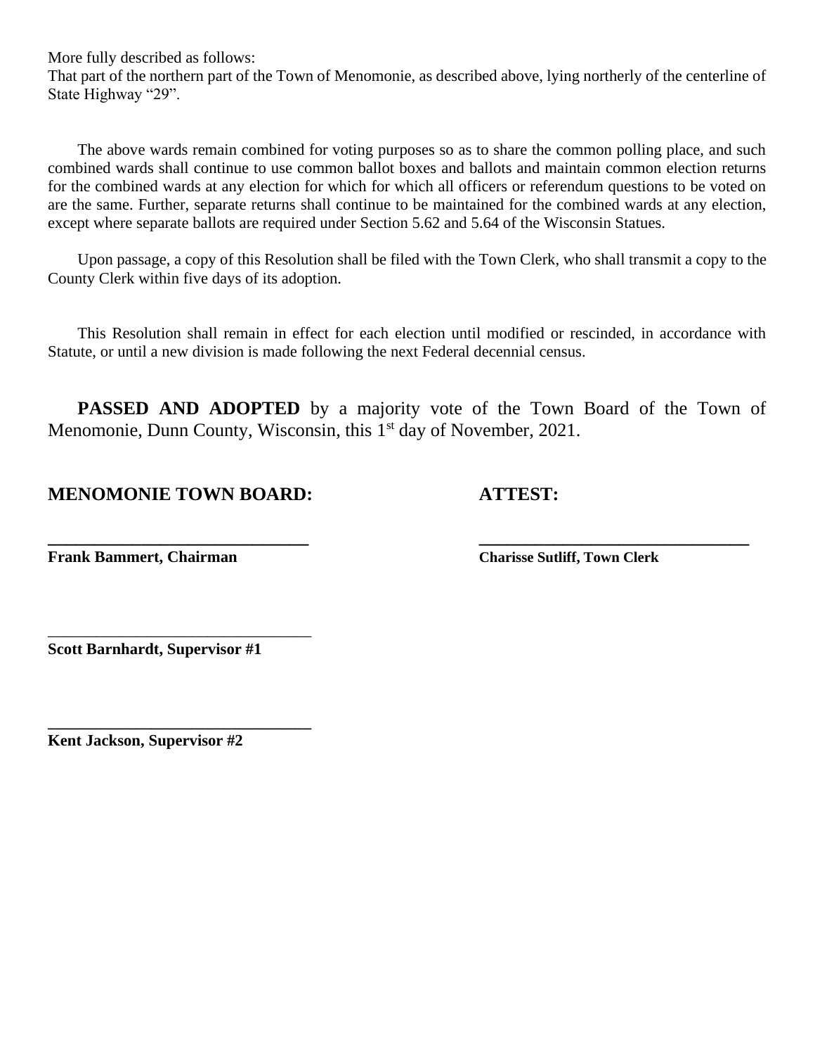More fully described as follows:
That part of the northern part of the Town of Menomonie, as described above, lying northerly of the centerline of State Highway "29".

The above wards remain combined for voting purposes so as to share the common polling place, and such combined wards shall continue to use common ballot boxes and ballots and maintain common election returns for the combined wards at any election for which for which all officers or referendum questions to be voted on are the same. Further, separate returns shall continue to be maintained for the combined wards at any election, except where separate ballots are required under Section 5.62 and 5.64 of the Wisconsin Statues.

Upon passage, a copy of this Resolution shall be filed with the Town Clerk, who shall transmit a copy to the County Clerk within five days of its adoption.

This Resolution shall remain in effect for each election until modified or rescinded, in accordance with Statute, or until a new division is made following the next Federal decennial census.

**PASSED AND ADOPTED** by a majority vote of the Town Board of the Town of Menomonie, Dunn County, Wisconsin, this 1st day of November, 2021.

**MENOMONIE TOWN BOARD:**

_______________________________
**Frank Bammert, Chairman**

_______________________________
**Scott Barnhardt, Supervisor #1**

_______________________________
**Kent Jackson, Supervisor #2**

**ATTEST:**

_______________________________
**Charisse Sutliff, Town Clerk**